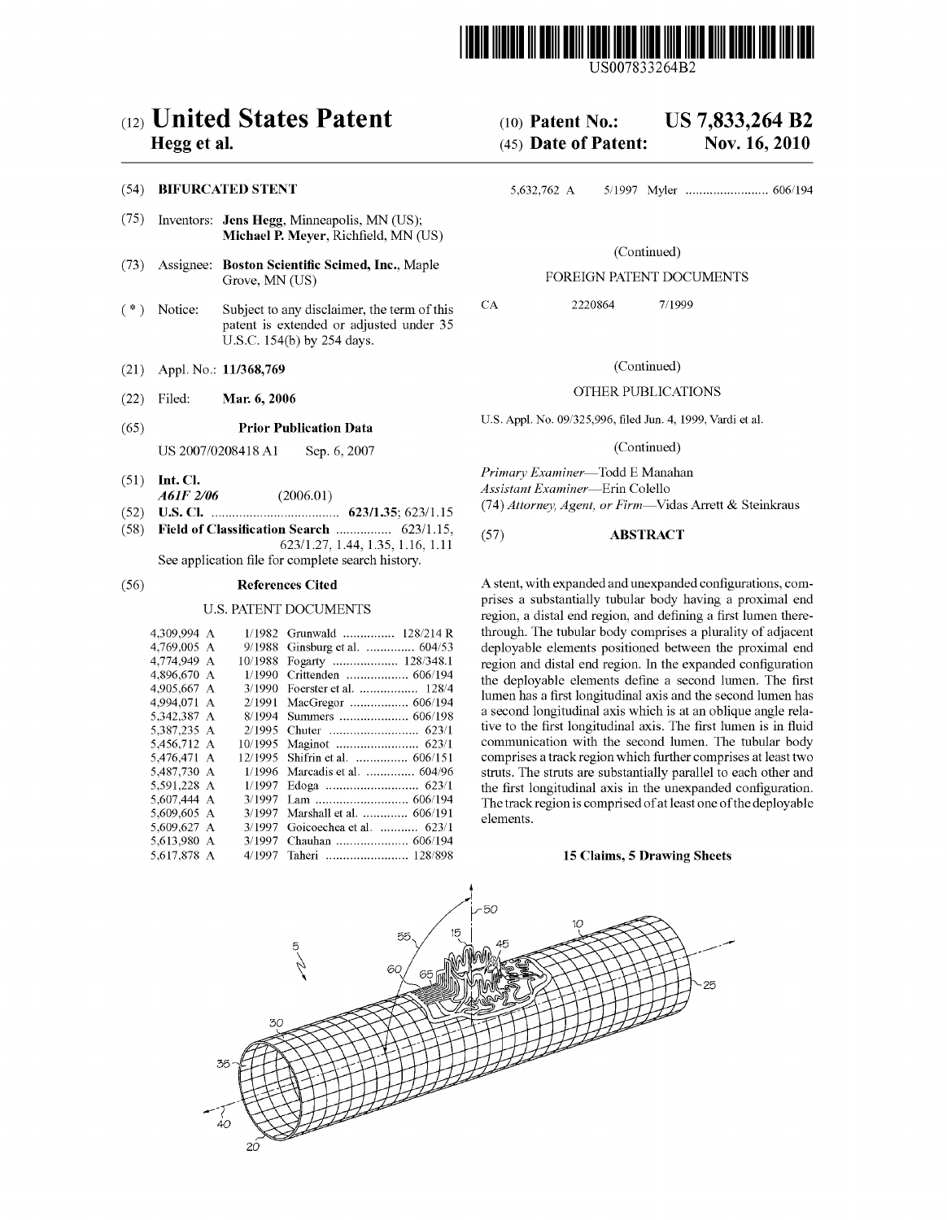US007833264B2

# (12) United States Patent
**Hegg et al.**

(10) **Patent No.: US 7,833,264 B2**

(45) **Date of Patent: Nov. 16, 2010**

(54) **BIFURCATED STENT**

(75) Inventors: **Jens Hegg**, Minneapolis, MN (US); **Michael P. Meyer**, Richfield, MN (US)

(73) Assignee: **Boston Scientific Scimed, Inc.**, Maple Grove, MN (US)

( * ) Notice: Subject to any disclaimer, the term of this patent is extended or adjusted under 35 U.S.C. 154(b) by 254 days.

(21) Appl. No.: **11/368,769**

(22) Filed: **Mar. 6, 2006**

(65) **Prior Publication Data**

US 2007/0208418 A1 Sep. 6, 2007

(51) **Int. Cl.**
*A61F 2/06* (2006.01)

(52) **U.S. Cl.** .................................... **623/1.35**; 623/1.15

(58) **Field of Classification Search** ................ 623/1.15, 623/1.27, 1.44, 1.35, 1.16, 1.11

See application file for complete search history.

(56) **References Cited**

U.S. PATENT DOCUMENTS

| | | | |
|---|---|---|---|
| 4,309,994 A | 1/1982 | Grunwald | 128/214 R |
| 4,769,005 A | 9/1988 | Ginsburg et al. | 604/53 |
| 4,774,949 A | 10/1988 | Fogarty | 128/348.1 |
| 4,896,670 A | 1/1990 | Crittenden | 606/194 |
| 4,905,667 A | 3/1990 | Foerster et al. | 128/4 |
| 4,994,071 A | 2/1991 | MacGregor | 606/194 |
| 5,342,387 A | 8/1994 | Summers | 606/198 |
| 5,387,235 A | 2/1995 | Chuter | 623/1 |
| 5,456,712 A | 10/1995 | Maginot | 623/1 |
| 5,476,471 A | 12/1995 | Shifrin et al. | 606/151 |
| 5,487,730 A | 1/1996 | Marcadis et al. | 604/96 |
| 5,591,228 A | 1/1997 | Edoga | 623/1 |
| 5,607,444 A | 3/1997 | Lam | 606/194 |
| 5,609,605 A | 3/1997 | Marshall et al. | 606/191 |
| 5,609,627 A | 3/1997 | Goicoechea et al. | 623/1 |
| 5,613,980 A | 3/1997 | Chauhan | 606/194 |
| 5,617,878 A | 4/1997 | Taheri | 128/898 |
| 5,632,762 A | 5/1997 | Myler | 606/194 |

(Continued)

FOREIGN PATENT DOCUMENTS

CA 2220864 7/1999

(Continued)

OTHER PUBLICATIONS

U.S. Appl. No. 09/325,996, filed Jun. 4, 1999, Vardi et al.

(Continued)

*Primary Examiner*—Todd E Manahan
*Assistant Examiner*—Erin Colello
(74) *Attorney, Agent, or Firm*—Vidas Arrett & Steinkraus

(57) **ABSTRACT**

A stent, with expanded and unexpanded configurations, comprises a substantially tubular body having a proximal end region, a distal end region, and defining a first lumen therethrough. The tubular body comprises a plurality of adjacent deployable elements positioned between the proximal end region and distal end region. In the expanded configuration the deployable elements define a second lumen. The first lumen has a first longitudinal axis and the second lumen has a second longitudinal axis which is at an oblique angle relative to the first longitudinal axis. The first lumen is in fluid communication with the second lumen. The tubular body comprises a track region which further comprises at least two struts. The struts are substantially parallel to each other and the first longitudinal axis in the unexpanded configuration. The track region is comprised of at least one of the deployable elements.

**15 Claims, 5 Drawing Sheets**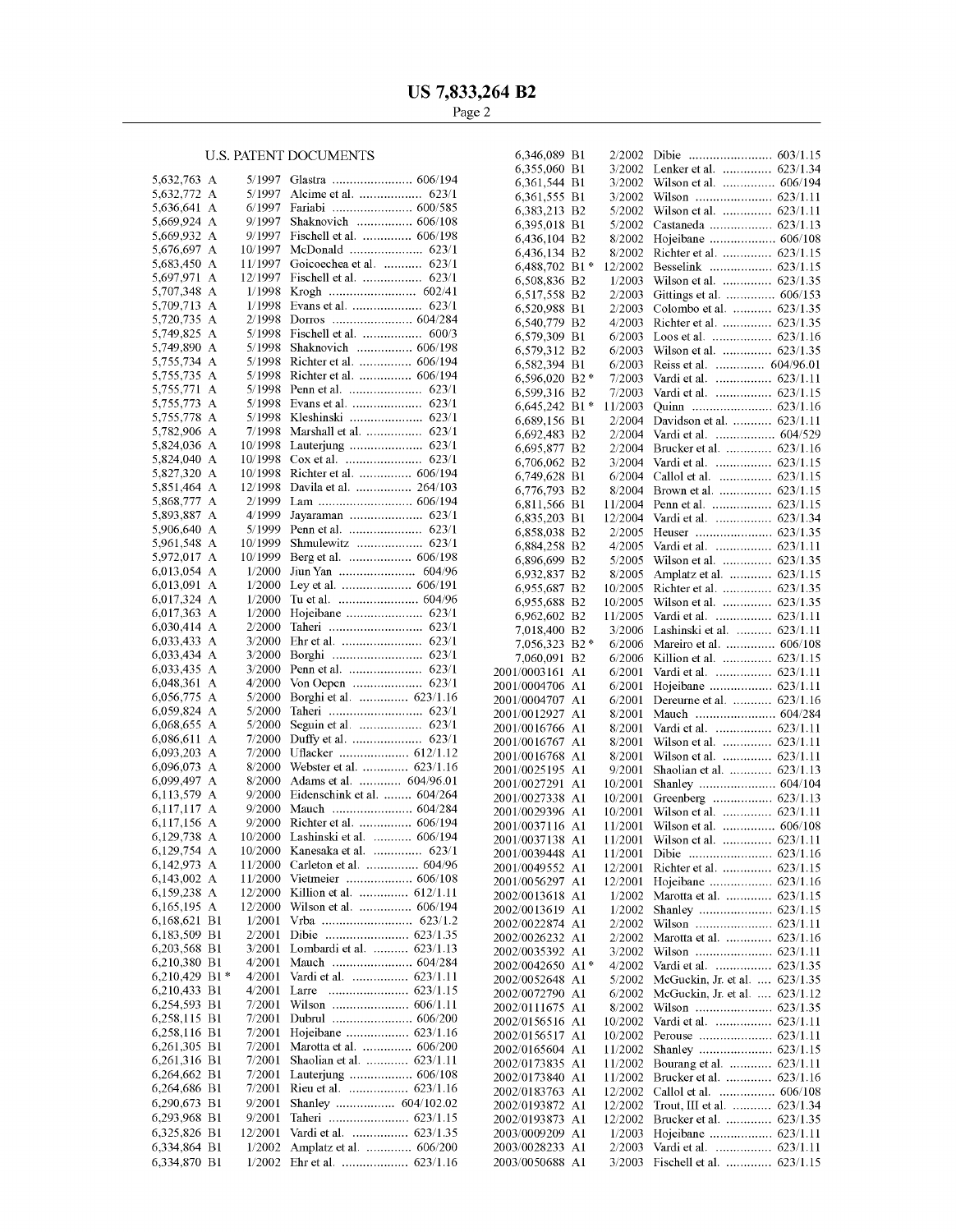## U.S. PATENT DOCUMENTS

| | | | |
|---|---|---|---|
| 5,632,763 A | 5/1997 | Glastra | 606/194 |
| 5,632,772 A | 5/1997 | Alcime et al. | 623/1 |
| 5,636,641 A | 6/1997 | Fariabi | 600/585 |
| 5,669,924 A | 9/1997 | Shaknovich | 606/108 |
| 5,669,932 A | 9/1997 | Fischell et al. | 606/198 |
| 5,676,697 A | 10/1997 | McDonald | 623/1 |
| 5,683,450 A | 11/1997 | Goicoechea et al. | 623/1 |
| 5,697,971 A | 12/1997 | Fischell et al. | 623/1 |
| 5,707,348 A | 1/1998 | Krogh | 602/41 |
| 5,709,713 A | 1/1998 | Evans et al. | 623/1 |
| 5,720,735 A | 2/1998 | Dorros | 604/284 |
| 5,749,825 A | 5/1998 | Fischell et al. | 600/3 |
| 5,749,890 A | 5/1998 | Shaknovich | 606/198 |
| 5,755,734 A | 5/1998 | Richter et al. | 606/194 |
| 5,755,735 A | 5/1998 | Richter et al. | 606/194 |
| 5,755,771 A | 5/1998 | Penn et al. | 623/1 |
| 5,755,773 A | 5/1998 | Evans et al. | 623/1 |
| 5,755,778 A | 5/1998 | Kleshinski | 623/1 |
| 5,782,906 A | 7/1998 | Marshall et al. | 623/1 |
| 5,824,036 A | 10/1998 | Lauterjung | 623/1 |
| 5,824,040 A | 10/1998 | Cox et al. | 623/1 |
| 5,827,320 A | 10/1998 | Richter et al. | 606/194 |
| 5,851,464 A | 12/1998 | Davila et al. | 264/103 |
| 5,868,777 A | 2/1999 | Lam | 606/194 |
| 5,893,887 A | 4/1999 | Jayaraman | 623/1 |
| 5,906,640 A | 5/1999 | Penn et al. | 623/1 |
| 5,961,548 A | 10/1999 | Shmulewitz | 623/1 |
| 5,972,017 A | 10/1999 | Berg et al. | 606/198 |
| 6,013,054 A | 1/2000 | Jiun Yan | 604/96 |
| 6,013,091 A | 1/2000 | Ley et al. | 606/191 |
| 6,017,324 A | 1/2000 | Tu et al. | 604/96 |
| 6,017,363 A | 1/2000 | Hojeibane | 623/1 |
| 6,030,414 A | 2/2000 | Taheri | 623/1 |
| 6,033,433 A | 3/2000 | Ehr et al. | 623/1 |
| 6,033,434 A | 3/2000 | Borghi | 623/1 |
| 6,033,435 A | 3/2000 | Penn et al. | 623/1 |
| 6,048,361 A | 4/2000 | Von Oepen | 623/1 |
| 6,056,775 A | 5/2000 | Borghi et al. | 623/1.16 |
| 6,059,824 A | 5/2000 | Taheri | 623/1 |
| 6,068,655 A | 5/2000 | Seguin et al. | 623/1 |
| 6,086,611 A | 7/2000 | Duffy et al. | 623/1 |
| 6,093,203 A | 7/2000 | Uflacker | 612/1.12 |
| 6,096,073 A | 8/2000 | Webster et al. | 623/1.16 |
| 6,099,497 A | 8/2000 | Adams et al. | 604/96.01 |
| 6,113,579 A | 9/2000 | Eidenschink et al. | 604/264 |
| 6,117,117 A | 9/2000 | Mauch | 604/284 |
| 6,117,156 A | 9/2000 | Richter et al. | 606/194 |
| 6,129,738 A | 10/2000 | Lashinski et al. | 606/194 |
| 6,129,754 A | 10/2000 | Kanesaka et al. | 623/1 |
| 6,142,973 A | 11/2000 | Carleton et al. | 604/96 |
| 6,143,002 A | 11/2000 | Vietmeier | 606/108 |
| 6,159,238 A | 12/2000 | Killion et al. | 612/1.11 |
| 6,165,195 A | 12/2000 | Wilson et al. | 606/194 |
| 6,168,621 B1 | 1/2001 | Vrba | 623/1.2 |
| 6,183,509 B1 | 2/2001 | Dibie | 623/1.35 |
| 6,203,568 B1 | 3/2001 | Lombardi et al. | 623/1.13 |
| 6,210,380 B1 | 4/2001 | Mauch | 604/284 |
| 6,210,429 B1 * | 4/2001 | Vardi et al. | 623/1.11 |
| 6,210,433 B1 | 4/2001 | Larre | 623/1.15 |
| 6,254,593 B1 | 7/2001 | Wilson | 606/1.11 |
| 6,258,115 B1 | 7/2001 | Dubrul | 606/200 |
| 6,258,116 B1 | 7/2001 | Hojeibane | 623/1.16 |
| 6,261,305 B1 | 7/2001 | Marotta et al. | 606/200 |
| 6,261,316 B1 | 7/2001 | Shaolian et al. | 623/1.11 |
| 6,264,662 B1 | 7/2001 | Lauterjung | 606/108 |
| 6,264,686 B1 | 7/2001 | Rieu et al. | 623/1.16 |
| 6,290,673 B1 | 9/2001 | Shanley | 604/102.02 |
| 6,293,968 B1 | 9/2001 | Taheri | 623/1.15 |
| 6,325,826 B1 | 12/2001 | Vardi et al. | 623/1.35 |
| 6,334,864 B1 | 1/2002 | Amplatz et al. | 606/200 |
| 6,334,870 B1 | 1/2002 | Ehr et al. | 623/1.16 |
| 6,346,089 B1 | 2/2002 | Dibie | 603/1.15 |
| 6,355,060 B1 | 3/2002 | Lenker et al. | 623/1.34 |
| 6,361,544 B1 | 3/2002 | Wilson et al. | 606/194 |
| 6,361,555 B1 | 3/2002 | Wilson | 623/1.11 |
| 6,383,213 B2 | 5/2002 | Wilson et al. | 623/1.11 |
| 6,395,018 B1 | 5/2002 | Castaneda | 623/1.13 |
| 6,436,104 B2 | 8/2002 | Hojeibane | 606/108 |
| 6,436,134 B2 | 8/2002 | Richter et al. | 623/1.15 |
| 6,488,702 B1 * | 12/2002 | Besselink | 623/1.15 |
| 6,508,836 B2 | 1/2003 | Wilson et al. | 623/1.35 |
| 6,517,558 B2 | 2/2003 | Gittings et al. | 606/153 |
| 6,520,988 B1 | 2/2003 | Colombo et al. | 623/1.35 |
| 6,540,779 B2 | 4/2003 | Richter et al. | 623/1.35 |
| 6,579,309 B1 | 6/2003 | Loos et al. | 623/1.16 |
| 6,579,312 B2 | 6/2003 | Wilson et al. | 623/1.35 |
| 6,582,394 B1 | 6/2003 | Reiss et al. | 604/96.01 |
| 6,596,020 B2 * | 7/2003 | Vardi et al. | 623/1.11 |
| 6,599,316 B2 | 7/2003 | Vardi et al. | 623/1.15 |
| 6,645,242 B1 * | 11/2003 | Quinn | 623/1.16 |
| 6,689,156 B1 | 2/2004 | Davidson et al. | 623/1.11 |
| 6,692,483 B2 | 2/2004 | Vardi et al. | 604/529 |
| 6,695,877 B2 | 2/2004 | Brucker et al. | 623/1.16 |
| 6,706,062 B2 | 3/2004 | Vardi et al. | 623/1.15 |
| 6,749,628 B1 | 6/2004 | Callol et al. | 623/1.15 |
| 6,776,793 B2 | 8/2004 | Brown et al. | 623/1.15 |
| 6,811,566 B1 | 11/2004 | Penn et al. | 623/1.15 |
| 6,835,203 B1 | 12/2004 | Vardi et al. | 623/1.34 |
| 6,858,038 B2 | 2/2005 | Heuser | 623/1.35 |
| 6,884,258 B2 | 4/2005 | Vardi et al. | 623/1.11 |
| 6,896,699 B2 | 5/2005 | Wilson et al. | 623/1.35 |
| 6,932,837 B2 | 8/2005 | Amplatz et al. | 623/1.15 |
| 6,955,687 B2 | 10/2005 | Richter et al. | 623/1.35 |
| 6,955,688 B2 | 10/2005 | Wilson et al. | 623/1.35 |
| 6,962,602 B2 | 11/2005 | Vardi et al. | 623/1.11 |
| 7,018,400 B2 | 3/2006 | Lashinski et al. | 623/1.11 |
| 7,056,323 B2 * | 6/2006 | Mareiro et al. | 606/108 |
| 7,060,091 B2 | 6/2006 | Killion et al. | 623/1.15 |
| 2001/0003161 A1 | 6/2001 | Vardi et al. | 623/1.11 |
| 2001/0004706 A1 | 6/2001 | Hojeibane | 623/1.11 |
| 2001/0004707 A1 | 6/2001 | Dereume et al. | 623/1.16 |
| 2001/0012927 A1 | 8/2001 | Mauch | 604/284 |
| 2001/0016766 A1 | 8/2001 | Vardi et al. | 623/1.11 |
| 2001/0016767 A1 | 8/2001 | Wilson et al. | 623/1.11 |
| 2001/0016768 A1 | 8/2001 | Wilson et al. | 623/1.11 |
| 2001/0025195 A1 | 9/2001 | Shaolian et al. | 623/1.13 |
| 2001/0027291 A1 | 10/2001 | Shanley | 604/104 |
| 2001/0027338 A1 | 10/2001 | Greenberg | 623/1.13 |
| 2001/0029396 A1 | 10/2001 | Wilson et al. | 623/1.11 |
| 2001/0037116 A1 | 11/2001 | Wilson et al. | 606/108 |
| 2001/0037138 A1 | 11/2001 | Wilson et al. | 623/1.11 |
| 2001/0039448 A1 | 11/2001 | Dibie | 623/1.16 |
| 2001/0049552 A1 | 12/2001 | Richter et al. | 623/1.15 |
| 2001/0056297 A1 | 12/2001 | Hojeibane | 623/1.16 |
| 2002/0013618 A1 | 1/2002 | Marotta et al. | 623/1.15 |
| 2002/0013619 A1 | 1/2002 | Shanley | 623/1.15 |
| 2002/0022874 A1 | 2/2002 | Wilson | 623/1.11 |
| 2002/0026232 A1 | 2/2002 | Marotta et al. | 623/1.16 |
| 2002/0035392 A1 | 3/2002 | Wilson | 623/1.11 |
| 2002/0042650 A1 * | 4/2002 | Vardi et al. | 623/1.35 |
| 2002/0052648 A1 | 5/2002 | McGuckin, Jr. et al. | 623/1.35 |
| 2002/0072790 A1 | 6/2002 | McGuckin, Jr. et al. | 623/1.12 |
| 2002/0111675 A1 | 8/2002 | Wilson | 623/1.35 |
| 2002/0156516 A1 | 10/2002 | Vardi et al. | 623/1.11 |
| 2002/0156517 A1 | 10/2002 | Perouse | 623/1.11 |
| 2002/0165604 A1 | 11/2002 | Shanley | 623/1.15 |
| 2002/0173835 A1 | 11/2002 | Bourang et al. | 623/1.11 |
| 2002/0173840 A1 | 11/2002 | Brucker et al. | 623/1.16 |
| 2002/0183763 A1 | 12/2002 | Callol et al. | 606/108 |
| 2002/0193872 A1 | 12/2002 | Trout, III et al. | 623/1.34 |
| 2002/0193873 A1 | 12/2002 | Brucker et al. | 623/1.35 |
| 2003/0009209 A1 | 1/2003 | Hojeibane | 623/1.11 |
| 2003/0028233 A1 | 2/2003 | Vardi et al. | 623/1.11 |
| 2003/0050688 A1 | 3/2003 | Fischell et al. | 623/1.15 |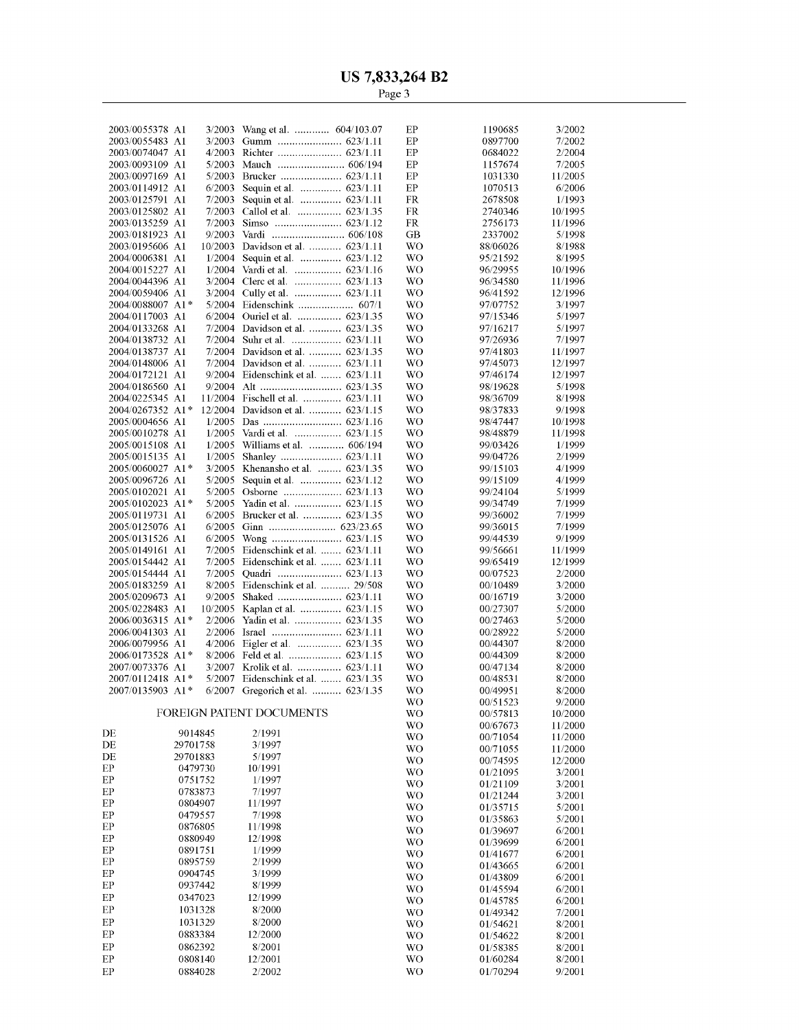2003/0055378 A1 3/2003 Wang et al. ............ 604/103.07
2003/0055483 A1 3/2003 Gumm ...................... 623/1.11
2003/0074047 A1 4/2003 Richter ...................... 623/1.11
2003/0093109 A1 5/2003 Mauch ....................... 606/194
2003/0097169 A1 5/2003 Brucker ..................... 623/1.11
2003/0114912 A1 6/2003 Sequin et al. .............. 623/1.11
2003/0125791 A1 7/2003 Sequin et al. .............. 623/1.11
2003/0125802 A1 7/2003 Callol et al. ............... 623/1.35
2003/0135259 A1 7/2003 Simso ....................... 623/1.12
2003/0181923 A1 9/2003 Vardi ......................... 606/108
2003/0195606 A1 10/2003 Davidson et al. ........... 623/1.11
2004/0006381 A1 1/2004 Sequin et al. .............. 623/1.12
2004/0015227 A1 1/2004 Vardi et al. ................ 623/1.16
2004/0044396 A1 3/2004 Clerc et al. ................ 623/1.13
2004/0059406 A1 3/2004 Cully et al. ................ 623/1.11
2004/0088007 A1* 5/2004 Eidenschink ................... 607/1
2004/0117003 A1 6/2004 Ouriel et al. ............... 623/1.35
2004/0133268 A1 7/2004 Davidson et al. ........... 623/1.35
2004/0138732 A1 7/2004 Suhr et al. ................. 623/1.11
2004/0138737 A1 7/2004 Davidson et al. ........... 623/1.35
2004/0148006 A1 7/2004 Davidson et al. ........... 623/1.11
2004/0172121 A1 9/2004 Eidenschink et al. ....... 623/1.11
2004/0186560 A1 9/2004 Alt ........................... 623/1.35
2004/0225345 A1 11/2004 Fischell et al. ............. 623/1.11
2004/0267352 A1* 12/2004 Davidson et al. ........... 623/1.15
2005/0004656 A1 1/2005 Das ........................... 623/1.16
2005/0010278 A1 1/2005 Vardi et al. ................ 623/1.15
2005/0015108 A1 1/2005 Williams et al. ............ 606/194
2005/0015135 A1 1/2005 Shanley ..................... 623/1.11
2005/0060027 A1* 3/2005 Khenansho et al. ........ 623/1.35
2005/0096726 A1 5/2005 Sequin et al. .............. 623/1.12
2005/0102021 A1 5/2005 Osborne .................... 623/1.13
2005/0102023 A1* 5/2005 Yadin et al. ................ 623/1.15
2005/0119731 A1 6/2005 Brucker et al. ............. 623/1.35
2005/0125076 A1 6/2005 Ginn ....................... 623/23.65
2005/0131526 A1 6/2005 Wong ........................ 623/1.15
2005/0149161 A1 7/2005 Eidenschink et al. ....... 623/1.11
2005/0154442 A1 7/2005 Eidenschink et al. ....... 623/1.11
2005/0154444 A1 7/2005 Quadri ...................... 623/1.13
2005/0183259 A1 8/2005 Eidenschink et al. .......... 29/508
2005/0209673 A1 9/2005 Shaked ...................... 623/1.11
2005/0228483 A1 10/2005 Kaplan et al. .............. 623/1.15
2006/0036315 A1* 2/2006 Yadin et al. ................ 623/1.35
2006/0041303 A1 2/2006 Israel ........................ 623/1.11
2006/0079956 A1 4/2006 Eigler et al. ............... 623/1.35
2006/0173528 A1* 8/2006 Feld et al. .................. 623/1.15
2007/0073376 A1 3/2007 Krolik et al. ............... 623/1.11
2007/0112418 A1* 5/2007 Eidenschink et al. ....... 623/1.35
2007/0135903 A1* 6/2007 Gregorich et al. .......... 623/1.35

## FOREIGN PATENT DOCUMENTS

| | | |
|---|---|---|
| DE | 9014845 | 2/1991 |
| DE | 29701758 | 3/1997 |
| DE | 29701883 | 5/1997 |
| EP | 0479730 | 10/1991 |
| EP | 0751752 | 1/1997 |
| EP | 0783873 | 7/1997 |
| EP | 0804907 | 11/1997 |
| EP | 0479557 | 7/1998 |
| EP | 0876805 | 11/1998 |
| EP | 0880949 | 12/1998 |
| EP | 0891751 | 1/1999 |
| EP | 0895759 | 2/1999 |
| EP | 0904745 | 3/1999 |
| EP | 0937442 | 8/1999 |
| EP | 0347023 | 12/1999 |
| EP | 1031328 | 8/2000 |
| EP | 1031329 | 8/2000 |
| EP | 0883384 | 12/2000 |
| EP | 0862392 | 8/2001 |
| EP | 0808140 | 12/2001 |
| EP | 0884028 | 2/2002 |
| EP | 1190685 | 3/2002 |
| EP | 0897700 | 7/2002 |
| EP | 0684022 | 2/2004 |
| EP | 1157674 | 7/2005 |
| EP | 1031330 | 11/2005 |
| EP | 1070513 | 6/2006 |
| FR | 2678508 | 1/1993 |
| FR | 2740346 | 10/1995 |
| FR | 2756173 | 11/1996 |
| GB | 2337002 | 5/1998 |
| WO | 88/06026 | 8/1988 |
| WO | 95/21592 | 8/1995 |
| WO | 96/29955 | 10/1996 |
| WO | 96/34580 | 11/1996 |
| WO | 96/41592 | 12/1996 |
| WO | 97/07752 | 3/1997 |
| WO | 97/15346 | 5/1997 |
| WO | 97/16217 | 5/1997 |
| WO | 97/26936 | 7/1997 |
| WO | 97/41803 | 11/1997 |
| WO | 97/45073 | 12/1997 |
| WO | 97/46174 | 12/1997 |
| WO | 98/19628 | 5/1998 |
| WO | 98/36709 | 8/1998 |
| WO | 98/37833 | 9/1998 |
| WO | 98/47447 | 10/1998 |
| WO | 98/48879 | 11/1998 |
| WO | 99/03426 | 1/1999 |
| WO | 99/04726 | 2/1999 |
| WO | 99/15103 | 4/1999 |
| WO | 99/15109 | 4/1999 |
| WO | 99/24104 | 5/1999 |
| WO | 99/34749 | 7/1999 |
| WO | 99/36002 | 7/1999 |
| WO | 99/36015 | 7/1999 |
| WO | 99/44539 | 9/1999 |
| WO | 99/56661 | 11/1999 |
| WO | 99/65419 | 12/1999 |
| WO | 00/07523 | 2/2000 |
| WO | 00/10489 | 3/2000 |
| WO | 00/16719 | 3/2000 |
| WO | 00/27307 | 5/2000 |
| WO | 00/27463 | 5/2000 |
| WO | 00/28922 | 5/2000 |
| WO | 00/44307 | 8/2000 |
| WO | 00/44309 | 8/2000 |
| WO | 00/47134 | 8/2000 |
| WO | 00/48531 | 8/2000 |
| WO | 00/49951 | 8/2000 |
| WO | 00/51523 | 9/2000 |
| WO | 00/57813 | 10/2000 |
| WO | 00/67673 | 11/2000 |
| WO | 00/71054 | 11/2000 |
| WO | 00/71055 | 11/2000 |
| WO | 00/74595 | 12/2000 |
| WO | 01/21095 | 3/2001 |
| WO | 01/21109 | 3/2001 |
| WO | 01/21244 | 3/2001 |
| WO | 01/35715 | 5/2001 |
| WO | 01/35863 | 5/2001 |
| WO | 01/39697 | 6/2001 |
| WO | 01/39699 | 6/2001 |
| WO | 01/41677 | 6/2001 |
| WO | 01/43665 | 6/2001 |
| WO | 01/43809 | 6/2001 |
| WO | 01/45594 | 6/2001 |
| WO | 01/45785 | 6/2001 |
| WO | 01/49342 | 7/2001 |
| WO | 01/54621 | 8/2001 |
| WO | 01/54622 | 8/2001 |
| WO | 01/58385 | 8/2001 |
| WO | 01/60284 | 8/2001 |
| WO | 01/70294 | 9/2001 |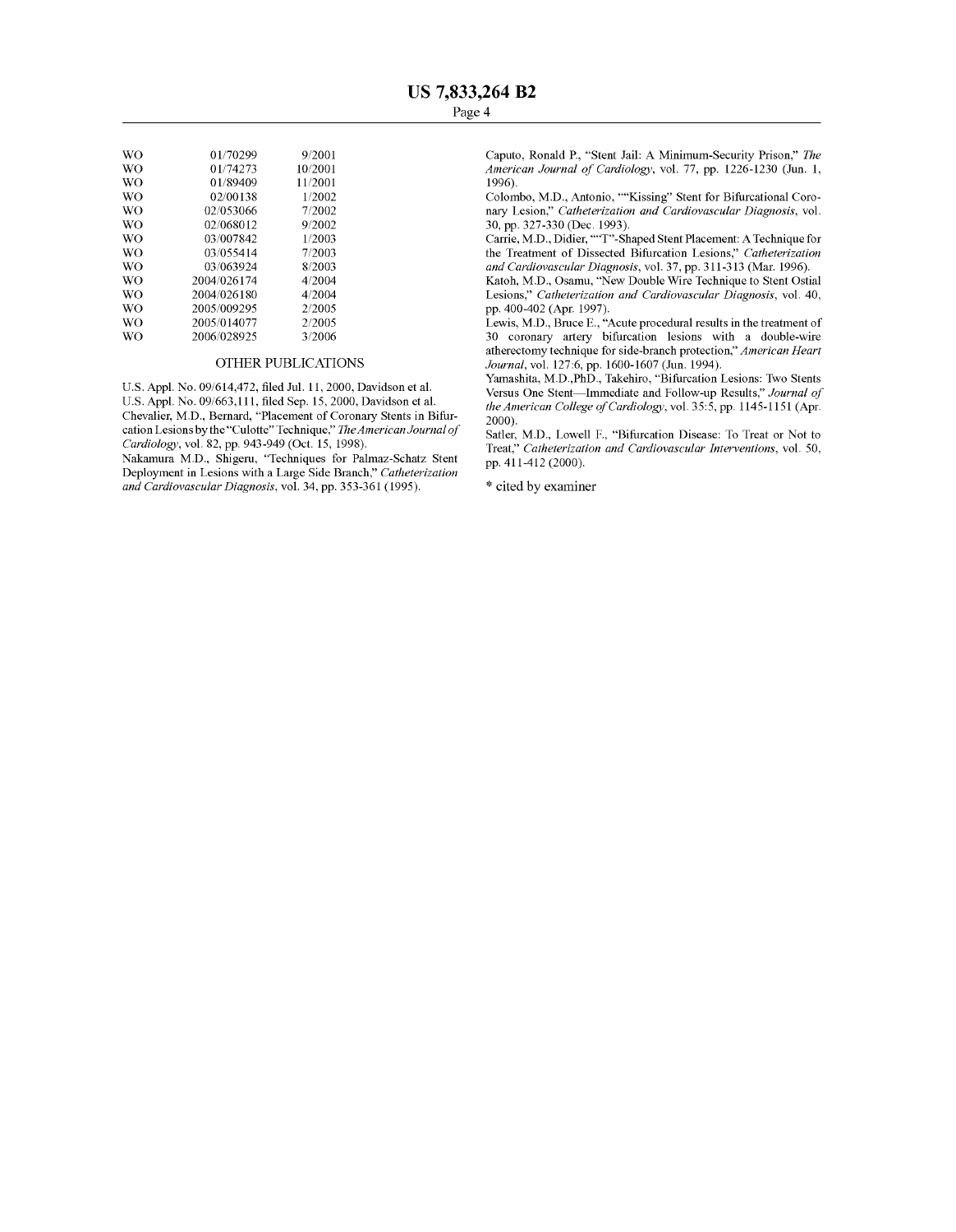| | | |
|---|---|---|
| WO | 01/70299 | 9/2001 |
| WO | 01/74273 | 10/2001 |
| WO | 01/89409 | 11/2001 |
| WO | 02/00138 | 1/2002 |
| WO | 02/053066 | 7/2002 |
| WO | 02/068012 | 9/2002 |
| WO | 03/007842 | 1/2003 |
| WO | 03/055414 | 7/2003 |
| WO | 03/063924 | 8/2003 |
| WO | 2004/026174 | 4/2004 |
| WO | 2004/026180 | 4/2004 |
| WO | 2005/009295 | 2/2005 |
| WO | 2005/014077 | 2/2005 |
| WO | 2006/028925 | 3/2006 |

## OTHER PUBLICATIONS

U.S. Appl. No. 09/614,472, filed Jul. 11, 2000, Davidson et al.

U.S. Appl. No. 09/663,111, filed Sep. 15, 2000, Davidson et al.

Chevalier, M.D., Bernard, "Placement of Coronary Stents in Bifurcation Lesions by the "Culotte" Technique," *The American Journal of Cardiology*, vol. 82, pp. 943-949 (Oct. 15, 1998).

Nakamura M.D., Shigeru, "Techniques for Palmaz-Schatz Stent Deployment in Lesions with a Large Side Branch," *Catheterization and Cardiovascular Diagnosis*, vol. 34, pp. 353-361 (1995).

Caputo, Ronald P., "Stent Jail: A Minimum-Security Prison," *The American Journal of Cardiology*, vol. 77, pp. 1226-1230 (Jun. 1, 1996).

Colombo, M.D., Antonio, ""Kissing" Stent for Bifurcational Coronary Lesion," *Catheterization and Cardiovascular Diagnosis*, vol. 30, pp. 327-330 (Dec. 1993).

Carrie, M.D., Didier, ""T"-Shaped Stent Placement: A Technique for the Treatment of Dissected Bifurcation Lesions," *Catheterization and Cardiovascular Diagnosis*, vol. 37, pp. 311-313 (Mar. 1996).

Katoh, M.D., Osamu, "New Double Wire Technique to Stent Ostial Lesions," *Catheterization and Cardiovascular Diagnosis*, vol. 40, pp. 400-402 (Apr. 1997).

Lewis, M.D., Bruce E., "Acute procedural results in the treatment of 30 coronary artery bifurcation lesions with a double-wire atherectomy technique for side-branch protection," *American Heart Journal*, vol. 127:6, pp. 1600-1607 (Jun. 1994).

Yamashita, M.D.,PhD., Takehiro, "Bifurcation Lesions: Two Stents Versus One Stent—Immediate and Follow-up Results," *Journal of the American College of Cardiology*, vol. 35:5, pp. 1145-1151 (Apr. 2000).

Satler, M.D., Lowell F., "Bifurcation Disease: To Treat or Not to Treat," *Catheterization and Cardiovascular Interventions*, vol. 50, pp. 411-412 (2000).

* cited by examiner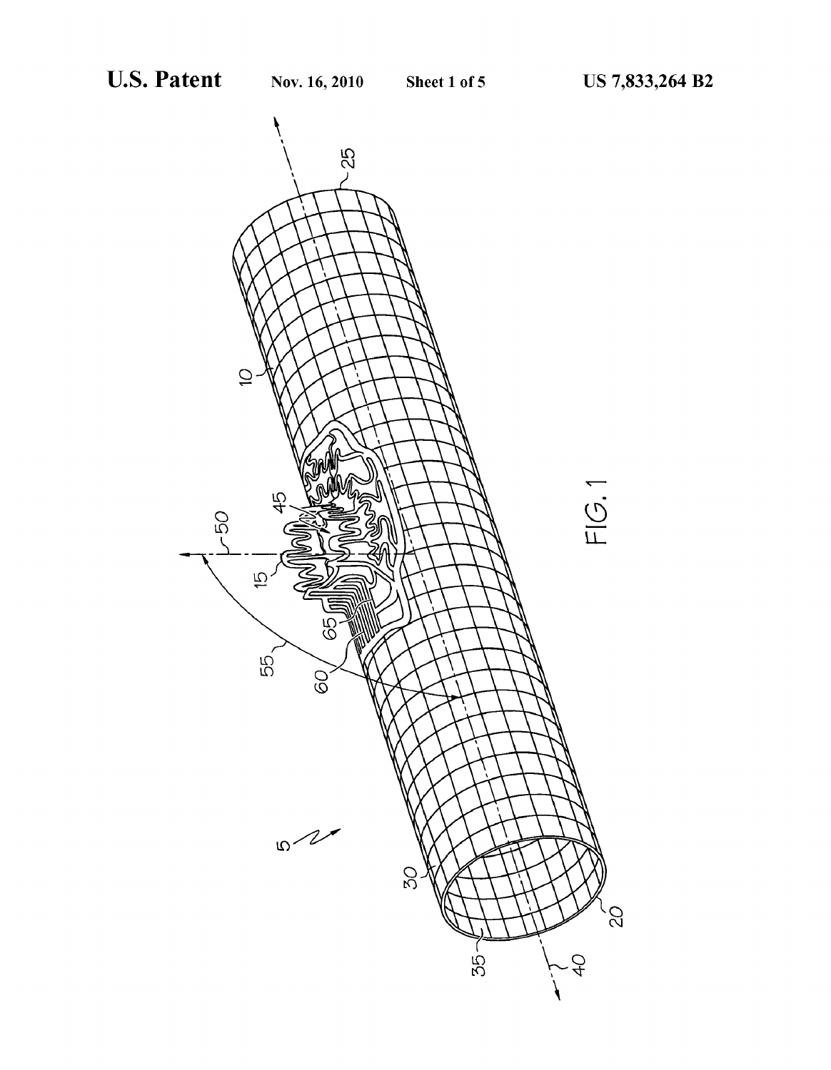FIG. 1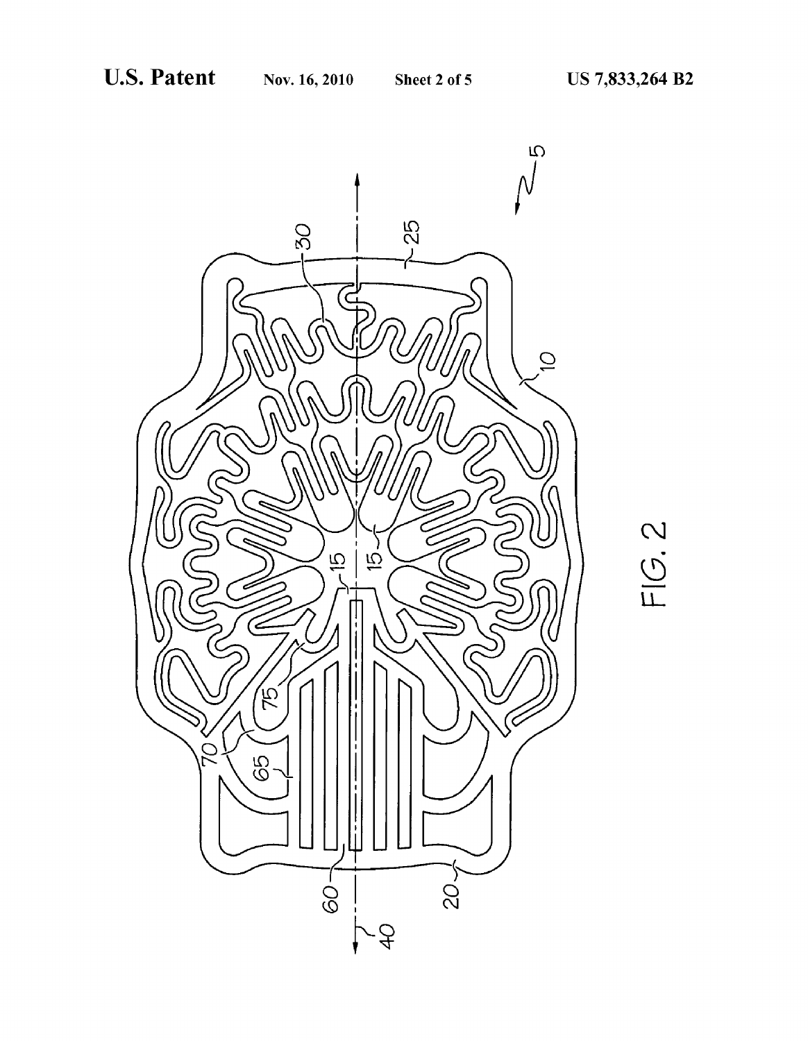FIG. 2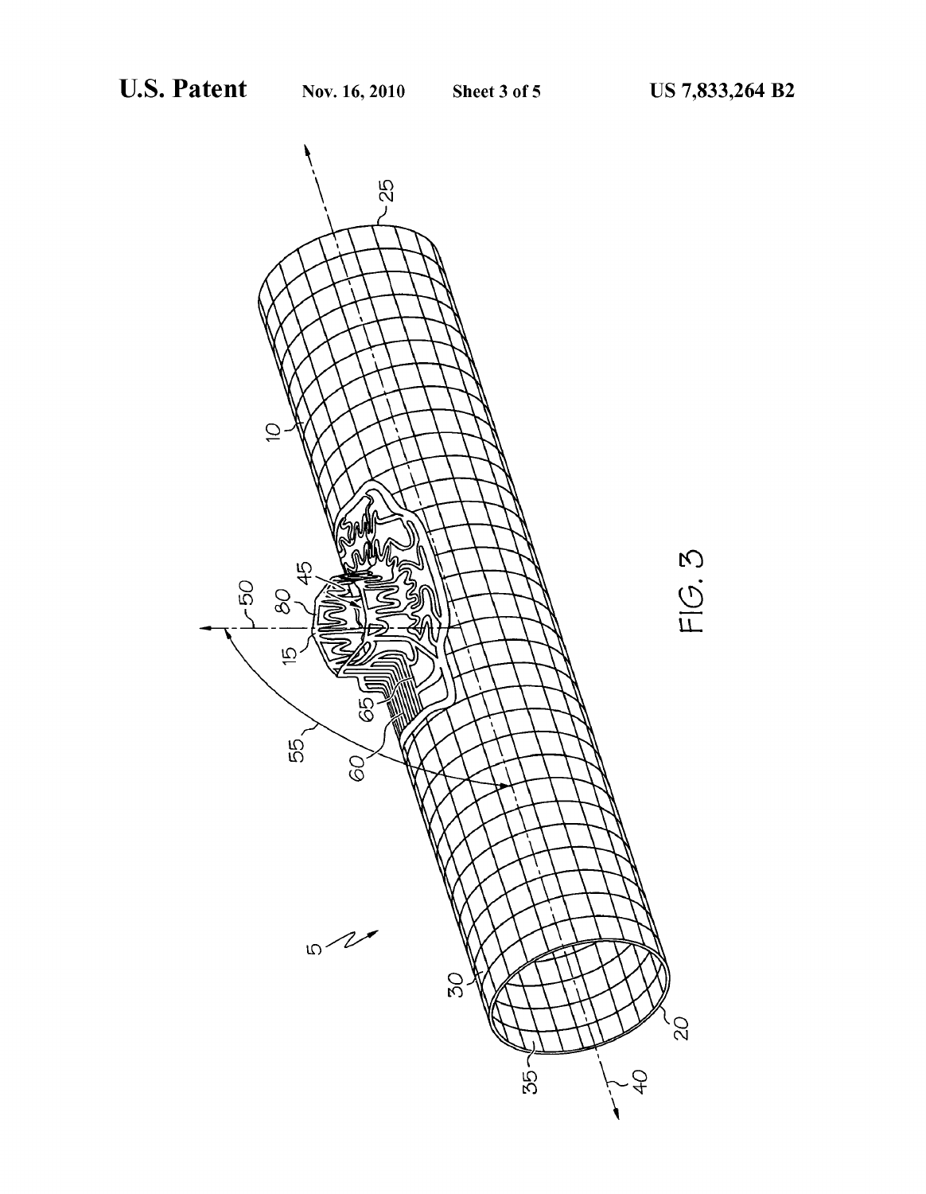FIG. 3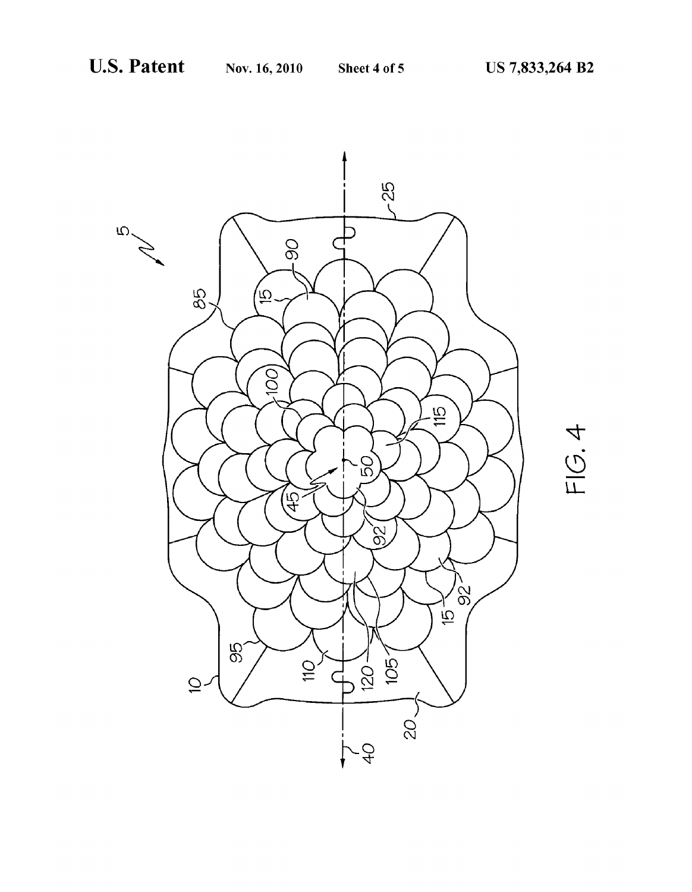FIG. 4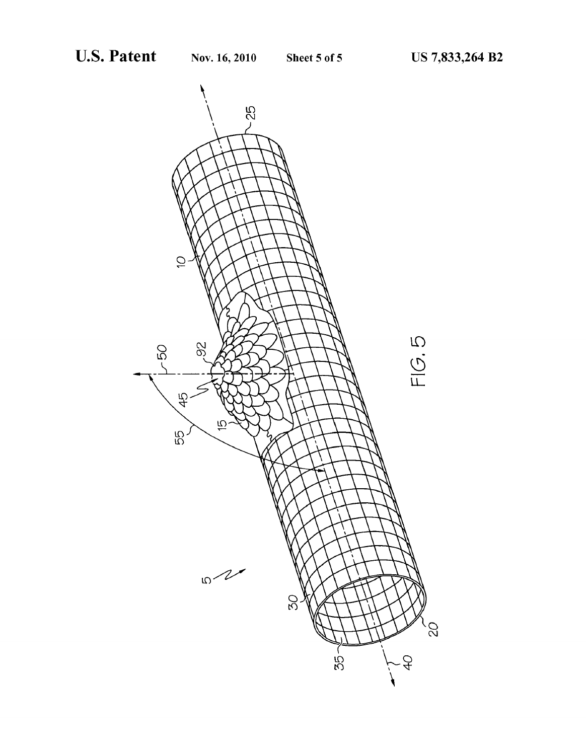FIG. 5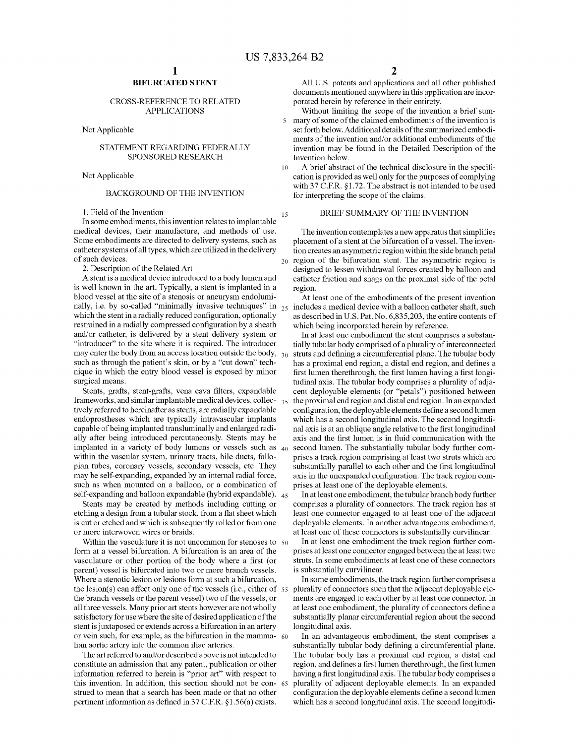## BIFURCATED STENT

### CROSS-REFERENCE TO RELATED APPLICATIONS

Not Applicable

### STATEMENT REGARDING FEDERALLY SPONSORED RESEARCH

Not Applicable

### BACKGROUND OF THE INVENTION

1. Field of the Invention

In some embodiments, this invention relates to implantable medical devices, their manufacture, and methods of use. Some embodiments are directed to delivery systems, such as catheter systems of all types, which are utilized in the delivery of such devices.

2. Description of the Related Art

A stent is a medical device introduced to a body lumen and is well known in the art. Typically, a stent is implanted in a blood vessel at the site of a stenosis or aneurysm endoluminally, i.e. by so-called "minimally invasive techniques" in which the stent in a radially reduced configuration, optionally restrained in a radially compressed configuration by a sheath and/or catheter, is delivered by a stent delivery system or "introducer" to the site where it is required. The introducer may enter the body from an access location outside the body, such as through the patient's skin, or by a "cut down" technique in which the entry blood vessel is exposed by minor surgical means.

Stents, grafts, stent-grafts, vena cava filters, expandable frameworks, and similar implantable medical devices, collectively referred to hereinafter as stents, are radially expandable endoprostheses which are typically intravascular implants capable of being implanted transluminally and enlarged radially after being introduced percutaneously. Stents may be implanted in a variety of body lumens or vessels such as within the vascular system, urinary tracts, bile ducts, fallopian tubes, coronary vessels, secondary vessels, etc. They may be self-expanding, expanded by an internal radial force, such as when mounted on a balloon, or a combination of self-expanding and balloon expandable (hybrid expandable).

Stents may be created by methods including cutting or etching a design from a tubular stock, from a flat sheet which is cut or etched and which is subsequently rolled or from one or more interwoven wires or braids.

Within the vasculature it is not uncommon for stenoses to form at a vessel bifurcation. A bifurcation is an area of the vasculature or other portion of the body where a first (or parent) vessel is bifurcated into two or more branch vessels. Where a stenotic lesion or lesions form at such a bifurcation, the lesion(s) can affect only one of the vessels (i.e., either of the branch vessels or the parent vessel) two of the vessels, or all three vessels. Many prior art stents however are not wholly satisfactory for use where the site of desired application of the stent is juxtaposed or extends across a bifurcation in an artery or vein such, for example, as the bifurcation in the mammalian aortic artery into the common iliac arteries.

The art referred to and/or described above is not intended to constitute an admission that any patent, publication or other information referred to herein is "prior art" with respect to this invention. In addition, this section should not be construed to mean that a search has been made or that no other pertinent information as defined in 37 C.F.R. §1.56(a) exists.

All U.S. patents and applications and all other published documents mentioned anywhere in this application are incorporated herein by reference in their entirety.

Without limiting the scope of the invention a brief summary of some of the claimed embodiments of the invention is set forth below. Additional details of the summarized embodiments of the invention and/or additional embodiments of the invention may be found in the Detailed Description of the Invention below.

A brief abstract of the technical disclosure in the specification is provided as well only for the purposes of complying with 37 C.F.R. §1.72. The abstract is not intended to be used for interpreting the scope of the claims.

### BRIEF SUMMARY OF THE INVENTION

The invention contemplates a new apparatus that simplifies placement of a stent at the bifurcation of a vessel. The invention creates an asymmetric region within the side branch petal region of the bifurcation stent. The asymmetric region is designed to lessen withdrawal forces created by balloon and catheter friction and snags on the proximal side of the petal region.

At least one of the embodiments of the present invention includes a medical device with a balloon catheter shaft, such as described in U.S. Pat. No. 6,835,203, the entire contents of which being incorporated herein by reference.

In at least one embodiment the stent comprises a substantially tubular body comprised of a plurality of interconnected struts and defining a circumferential plane. The tubular body has a proximal end region, a distal end region, and defines a first lumen therethrough, the first lumen having a first longitudinal axis. The tubular body comprises a plurality of adjacent deployable elements (or "petals") positioned between the proximal end region and distal end region. In an expanded configuration, the deployable elements define a second lumen which has a second longitudinal axis. The second longitudinal axis is at an oblique angle relative to the first longitudinal axis and the first lumen is in fluid communication with the second lumen. The substantially tubular body further comprises a track region comprising at least two struts which are substantially parallel to each other and the first longitudinal axis in the unexpanded configuration. The track region comprises at least one of the deployable elements.

In at least one embodiment, the tubular branch body further comprises a plurality of connectors. The track region has at least one connector engaged to at least one of the adjacent deployable elements. In another advantageous embodiment, at least one of these connectors is substantially curvilinear.

In at least one embodiment the track region further comprises at least one connector engaged between the at least two struts. In some embodiments at least one of these connectors is substantially curvilinear.

In some embodiments, the track region further comprises a plurality of connectors such that the adjacent deployable elements are engaged to each other by at least one connector. In at least one embodiment, the plurality of connectors define a substantially planar circumferential region about the second longitudinal axis.

In an advantageous embodiment, the stent comprises a substantially tubular body defining a circumferential plane. The tubular body has a proximal end region, a distal end region, and defines a first lumen therethrough, the first lumen having a first longitudinal axis. The tubular body comprises a plurality of adjacent deployable elements. In an expanded configuration the deployable elements define a second lumen which has a second longitudinal axis. The second longitudi-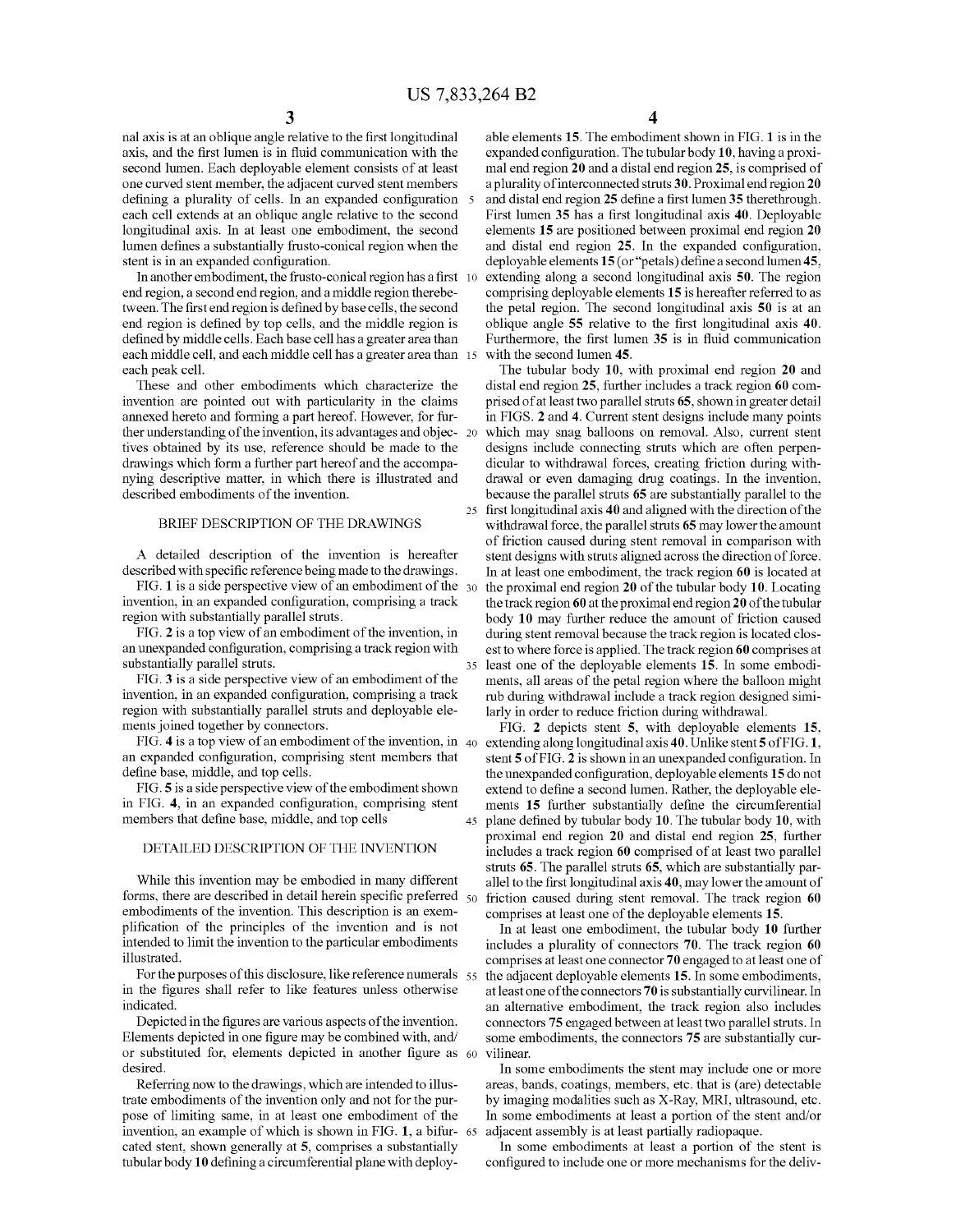nal axis is at an oblique angle relative to the first longitudinal axis, and the first lumen is in fluid communication with the second lumen. Each deployable element consists of at least one curved stent member, the adjacent curved stent members defining a plurality of cells. In an expanded configuration each cell extends at an oblique angle relative to the second longitudinal axis. In at least one embodiment, the second lumen defines a substantially frusto-conical region when the stent is in an expanded configuration.

In another embodiment, the frusto-conical region has a first end region, a second end region, and a middle region therebetween. The first end region is defined by base cells, the second end region is defined by top cells, and the middle region is defined by middle cells. Each base cell has a greater area than each middle cell, and each middle cell has a greater area than each peak cell.

These and other embodiments which characterize the invention are pointed out with particularity in the claims annexed hereto and forming a part hereof. However, for further understanding of the invention, its advantages and objectives obtained by its use, reference should be made to the drawings which form a further part hereof and the accompanying descriptive matter, in which there is illustrated and described embodiments of the invention.

## BRIEF DESCRIPTION OF THE DRAWINGS

A detailed description of the invention is hereafter described with specific reference being made to the drawings.

FIG. 1 is a side perspective view of an embodiment of the invention, in an expanded configuration, comprising a track region with substantially parallel struts.

FIG. 2 is a top view of an embodiment of the invention, in an unexpanded configuration, comprising a track region with substantially parallel struts.

FIG. 3 is a side perspective view of an embodiment of the invention, in an expanded configuration, comprising a track region with substantially parallel struts and deployable elements joined together by connectors.

FIG. 4 is a top view of an embodiment of the invention, in an expanded configuration, comprising stent members that define base, middle, and top cells.

FIG. 5 is a side perspective view of the embodiment shown in FIG. 4, in an expanded configuration, comprising stent members that define base, middle, and top cells

## DETAILED DESCRIPTION OF THE INVENTION

While this invention may be embodied in many different forms, there are described in detail herein specific preferred embodiments of the invention. This description is an exemplification of the principles of the invention and is not intended to limit the invention to the particular embodiments illustrated.

For the purposes of this disclosure, like reference numerals in the figures shall refer to like features unless otherwise indicated.

Depicted in the figures are various aspects of the invention. Elements depicted in one figure may be combined with, and/or substituted for, elements depicted in another figure as desired.

Referring now to the drawings, which are intended to illustrate embodiments of the invention only and not for the purpose of limiting same, in at least one embodiment of the invention, an example of which is shown in FIG. 1, a bifurcated stent, shown generally at **5**, comprises a substantially tubular body **10** defining a circumferential plane with deployable elements **15**. The embodiment shown in FIG. 1 is in the expanded configuration. The tubular body **10**, having a proximal end region **20** and a distal end region **25**, is comprised of a plurality of interconnected struts **30**. Proximal end region **20** and distal end region **25** define a first lumen **35** therethrough. First lumen **35** has a first longitudinal axis **40**. Deployable elements **15** are positioned between proximal end region **20** and distal end region **25**. In the expanded configuration, deployable elements **15** (or "petals) define a second lumen **45**, extending along a second longitudinal axis **50**. The region comprising deployable elements **15** is hereafter referred to as the petal region. The second longitudinal axis **50** is at an oblique angle **55** relative to the first longitudinal axis **40**. Furthermore, the first lumen **35** is in fluid communication with the second lumen **45**.

The tubular body **10**, with proximal end region **20** and distal end region **25**, further includes a track region **60** comprised of at least two parallel struts **65**, shown in greater detail in FIGS. **2** and **4**. Current stent designs include many points which may snag balloons on removal. Also, current stent designs include connecting struts which are often perpendicular to withdrawal forces, creating friction during withdrawal or even damaging drug coatings. In the invention, because the parallel struts **65** are substantially parallel to the first longitudinal axis **40** and aligned with the direction of the withdrawal force, the parallel struts **65** may lower the amount of friction caused during stent removal in comparison with stent designs with struts aligned across the direction of force. In at least one embodiment, the track region **60** is located at the proximal end region **20** of the tubular body **10**. Locating the track region **60** at the proximal end region **20** of the tubular body **10** may further reduce the amount of friction caused during stent removal because the track region is located closest to where force is applied. The track region **60** comprises at least one of the deployable elements **15**. In some embodiments, all areas of the petal region where the balloon might rub during withdrawal include a track region designed similarly in order to reduce friction during withdrawal.

FIG. **2** depicts stent **5**, with deployable elements **15**, extending along longitudinal axis **40**. Unlike stent **5** of FIG. **1**, stent **5** of FIG. **2** is shown in an unexpanded configuration. In the unexpanded configuration, deployable elements **15** do not extend to define a second lumen. Rather, the deployable elements **15** further substantially define the circumferential plane defined by tubular body **10**. The tubular body **10**, with proximal end region **20** and distal end region **25**, further includes a track region **60** comprised of at least two parallel struts **65**. The parallel struts **65**, which are substantially parallel to the first longitudinal axis **40**, may lower the amount of friction caused during stent removal. The track region **60** comprises at least one of the deployable elements **15**.

In at least one embodiment, the tubular body **10** further includes a plurality of connectors **70**. The track region **60** comprises at least one connector **70** engaged to at least one of the adjacent deployable elements **15**. In some embodiments, at least one of the connectors **70** is substantially curvilinear. In an alternative embodiment, the track region also includes connectors **75** engaged between at least two parallel struts. In some embodiments, the connectors **75** are substantially curvilinear.

In some embodiments the stent may include one or more areas, bands, coatings, members, etc. that is (are) detectable by imaging modalities such as X-Ray, MRI, ultrasound, etc. In some embodiments at least a portion of the stent and/or adjacent assembly is at least partially radiopaque.

In some embodiments at least a portion of the stent is configured to include one or more mechanisms for the deliv-